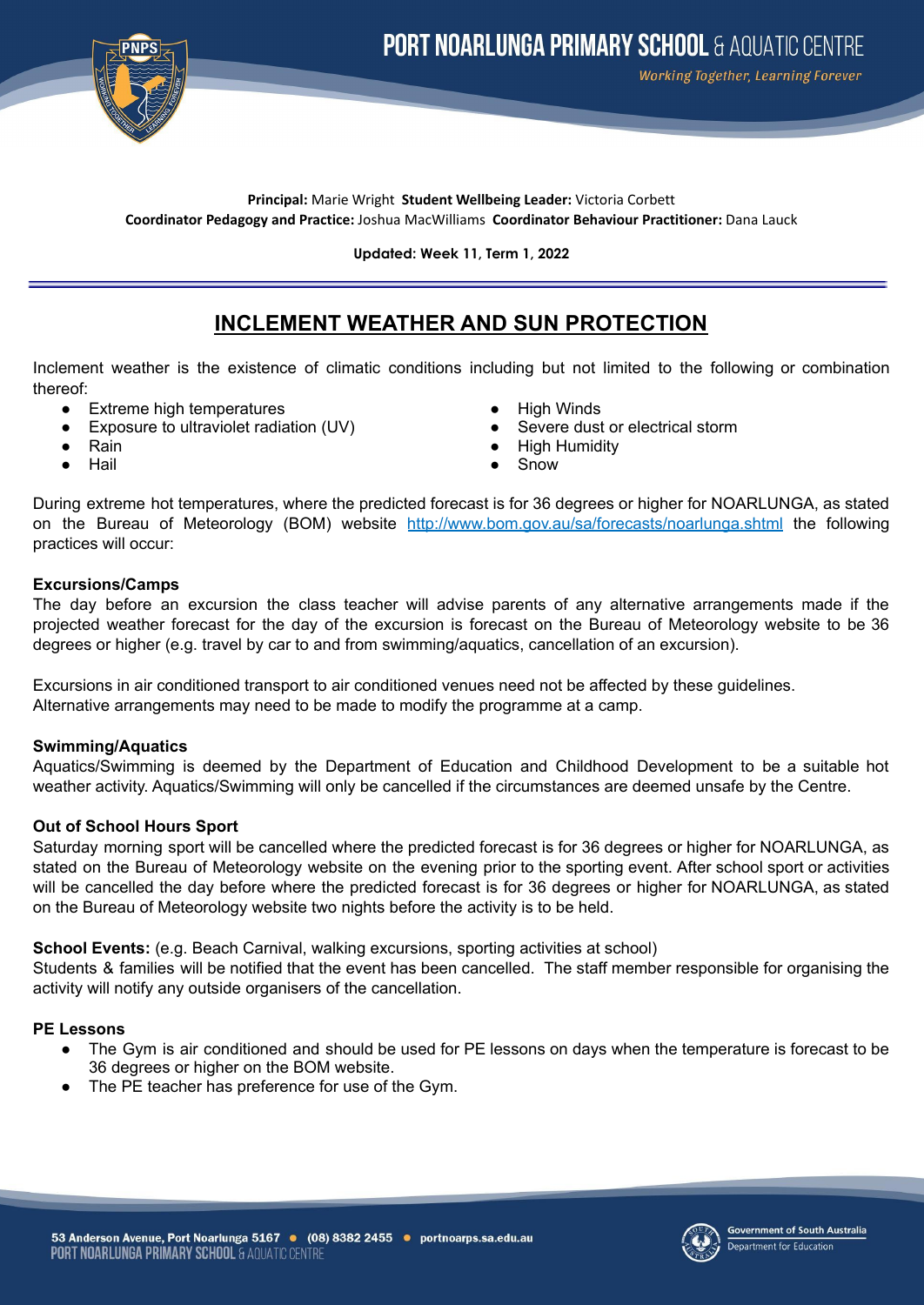**Principal:** Marie Wright **Student Wellbeing Leader:** Victoria Corbett
**Coordinator Pedagogy and Practice:** Joshua MacWilliams **Coordinator Behaviour Practitioner:** Dana Lauck

**Updated: Week 11, Term 1, 2022**

# INCLEMENT WEATHER AND SUN PROTECTION

Inclement weather is the existence of climatic conditions including but not limited to the following or combination thereof:

- Extreme high temperatures
- Exposure to ultraviolet radiation (UV)
- Rain
- Hail
- High Winds
- Severe dust or electrical storm
- High Humidity
- Snow

During extreme hot temperatures, where the predicted forecast is for 36 degrees or higher for NOARLUNGA, as stated on the Bureau of Meteorology (BOM) website http://www.bom.gov.au/sa/forecasts/noarlunga.shtml the following practices will occur:

**Excursions/Camps**
The day before an excursion the class teacher will advise parents of any alternative arrangements made if the projected weather forecast for the day of the excursion is forecast on the Bureau of Meteorology website to be 36 degrees or higher (e.g. travel by car to and from swimming/aquatics, cancellation of an excursion).

Excursions in air conditioned transport to air conditioned venues need not be affected by these guidelines.
Alternative arrangements may need to be made to modify the programme at a camp.

**Swimming/Aquatics**
Aquatics/Swimming is deemed by the Department of Education and Childhood Development to be a suitable hot weather activity. Aquatics/Swimming will only be cancelled if the circumstances are deemed unsafe by the Centre.

**Out of School Hours Sport**
Saturday morning sport will be cancelled where the predicted forecast is for 36 degrees or higher for NOARLUNGA, as stated on the Bureau of Meteorology website on the evening prior to the sporting event. After school sport or activities will be cancelled the day before where the predicted forecast is for 36 degrees or higher for NOARLUNGA, as stated on the Bureau of Meteorology website two nights before the activity is to be held.

**School Events:** (e.g. Beach Carnival, walking excursions, sporting activities at school)
Students & families will be notified that the event has been cancelled. The staff member responsible for organising the activity will notify any outside organisers of the cancellation.

**PE Lessons**

- The Gym is air conditioned and should be used for PE lessons on days when the temperature is forecast to be 36 degrees or higher on the BOM website.
- The PE teacher has preference for use of the Gym.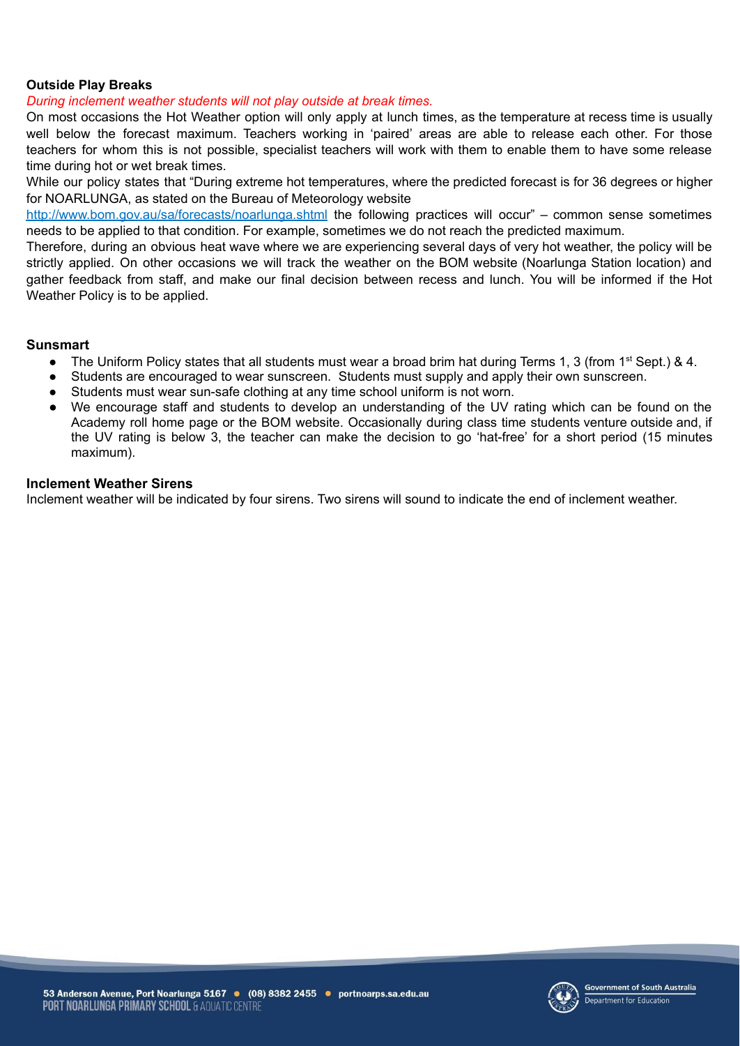**Outside Play Breaks**

*During inclement weather students will not play outside at break times.*

On most occasions the Hot Weather option will only apply at lunch times, as the temperature at recess time is usually well below the forecast maximum. Teachers working in 'paired' areas are able to release each other. For those teachers for whom this is not possible, specialist teachers will work with them to enable them to have some release time during hot or wet break times.

While our policy states that "During extreme hot temperatures, where the predicted forecast is for 36 degrees or higher for NOARLUNGA, as stated on the Bureau of Meteorology website [http://www.bom.gov.au/sa/forecasts/noarlunga.shtml](http://www.bom.gov.au/sa/forecasts/noarlunga.shtml) the following practices will occur" – common sense sometimes needs to be applied to that condition. For example, sometimes we do not reach the predicted maximum.

Therefore, during an obvious heat wave where we are experiencing several days of very hot weather, the policy will be strictly applied. On other occasions we will track the weather on the BOM website (Noarlunga Station location) and gather feedback from staff, and make our final decision between recess and lunch. You will be informed if the Hot Weather Policy is to be applied.

**Sunsmart**

- The Uniform Policy states that all students must wear a broad brim hat during Terms 1, 3 (from 1st Sept.) & 4.
- Students are encouraged to wear sunscreen. Students must supply and apply their own sunscreen.
- Students must wear sun-safe clothing at any time school uniform is not worn.
- We encourage staff and students to develop an understanding of the UV rating which can be found on the Academy roll home page or the BOM website. Occasionally during class time students venture outside and, if the UV rating is below 3, the teacher can make the decision to go 'hat-free' for a short period (15 minutes maximum).

**Inclement Weather Sirens**

Inclement weather will be indicated by four sirens. Two sirens will sound to indicate the end of inclement weather.